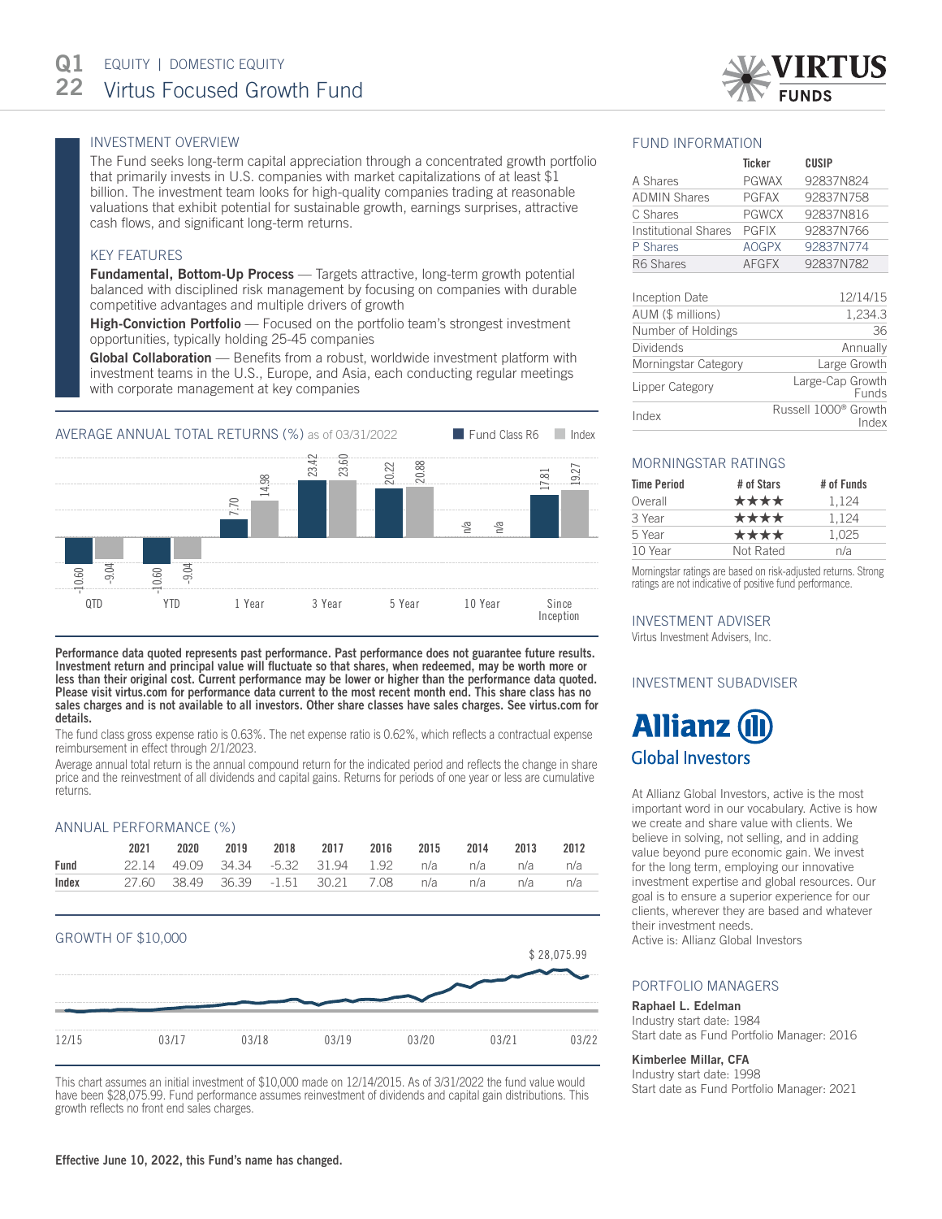# Q1 22 EQUITY | DOMESTIC EQUITY

# Virtus Focused Growth Fund

## INVESTMENT OVERVIEW

The Fund seeks long-term capital appreciation through a concentrated growth portfolio that primarily invests in U.S. companies with market capitalizations of at least $1 billion. The investment team looks for high-quality companies trading at reasonable valuations that exhibit potential for sustainable growth, earnings surprises, attractive cash flows, and significant long-term returns.

## KEY FEATURES

**Fundamental, Bottom-Up Process** — Targets attractive, long-term growth potential balanced with disciplined risk management by focusing on companies with durable competitive advantages and multiple drivers of growth

**High-Conviction Portfolio** — Focused on the portfolio team's strongest investment opportunities, typically holding 25-45 companies

**Global Collaboration** — Benefits from a robust, worldwide investment platform with investment teams in the U.S., Europe, and Asia, each conducting regular meetings with corporate management at key companies

## AVERAGE ANNUAL TOTAL RETURNS (%) as of 03/31/2022

| | QTD | YTD | 1 Year | 3 Year | 5 Year | 10 Year | Since Inception |
|---|---|---|---|---|---|---|---|
| Fund Class R6 | -10.60 | -10.60 | 7.70 | 23.42 | 20.22 | n/a | 17.81 |
| Index | -9.04 | -9.04 | 14.98 | 23.60 | 20.88 | n/a | 19.27 |

**Performance data quoted represents past performance. Past performance does not guarantee future results. Investment return and principal value will fluctuate so that shares, when redeemed, may be worth more or less than their original cost. Current performance may be lower or higher than the performance data quoted. Please visit virtus.com for performance data current to the most recent month end. This share class has no sales charges and is not available to all investors. Other share classes have sales charges. See virtus.com for details.**

The fund class gross expense ratio is 0.63%. The net expense ratio is 0.62%, which reflects a contractual expense reimbursement in effect through 2/1/2023.

Average annual total return is the annual compound return for the indicated period and reflects the change in share price and the reinvestment of all dividends and capital gains. Returns for periods of one year or less are cumulative returns.

## ANNUAL PERFORMANCE (%)

| | 2021 | 2020 | 2019 | 2018 | 2017 | 2016 | 2015 | 2014 | 2013 | 2012 |
|---|---|---|---|---|---|---|---|---|---|---|
| **Fund** | 22.14 | 49.09 | 34.34 | -5.32 | 31.94 | 1.92 | n/a | n/a | n/a | n/a |
| **Index** | 27.60 | 38.49 | 36.39 | -1.51 | 30.21 | 7.08 | n/a | n/a | n/a | n/a |

## GROWTH OF $10,000

$ 28,075.99

12/15 · 03/17 · 03/18 · 03/19 · 03/20 · 03/21 · 03/22

This chart assumes an initial investment of $10,000 made on 12/14/2015. As of 3/31/2022 the fund value would have been $28,075.99. Fund performance assumes reinvestment of dividends and capital gain distributions. This growth reflects no front end sales charges.

**Effective June 10, 2022, this Fund's name has changed.**

## FUND INFORMATION

| | Ticker | CUSIP |
|---|---|---|
| A Shares | PGWAX | 92837N824 |
| ADMIN Shares | PGFAX | 92837N758 |
| C Shares | PGWCX | 92837N816 |
| Institutional Shares | PGFIX | 92837N766 |
| P Shares | AOGPX | 92837N774 |
| R6 Shares | AFGFX | 92837N782 |

| | |
|---|---|
| Inception Date | 12/14/15 |
| AUM ($ millions) | 1,234.3 |
| Number of Holdings | 36 |
| Dividends | Annually |
| Morningstar Category | Large Growth |
| Lipper Category | Large-Cap Growth Funds |
| Index | Russell 1000® Growth Index |

## MORNINGSTAR RATINGS

| Time Period | # of Stars | # of Funds |
|---|---|---|
| Overall | ★★★★ | 1,124 |
| 3 Year | ★★★★ | 1,124 |
| 5 Year | ★★★★ | 1,025 |
| 10 Year | Not Rated | n/a |

Morningstar ratings are based on risk-adjusted returns. Strong ratings are not indicative of positive fund performance.

## INVESTMENT ADVISER

Virtus Investment Advisers, Inc.

## INVESTMENT SUBADVISER

Allianz Global Investors

At Allianz Global Investors, active is the most important word in our vocabulary. Active is how we create and share value with clients. We believe in solving, not selling, and in adding value beyond pure economic gain. We invest for the long term, employing our innovative investment expertise and global resources. Our goal is to ensure a superior experience for our clients, wherever they are based and whatever their investment needs.
Active is: Allianz Global Investors

## PORTFOLIO MANAGERS

**Raphael L. Edelman**
Industry start date: 1984
Start date as Fund Portfolio Manager: 2016

**Kimberlee Millar, CFA**
Industry start date: 1998
Start date as Fund Portfolio Manager: 2021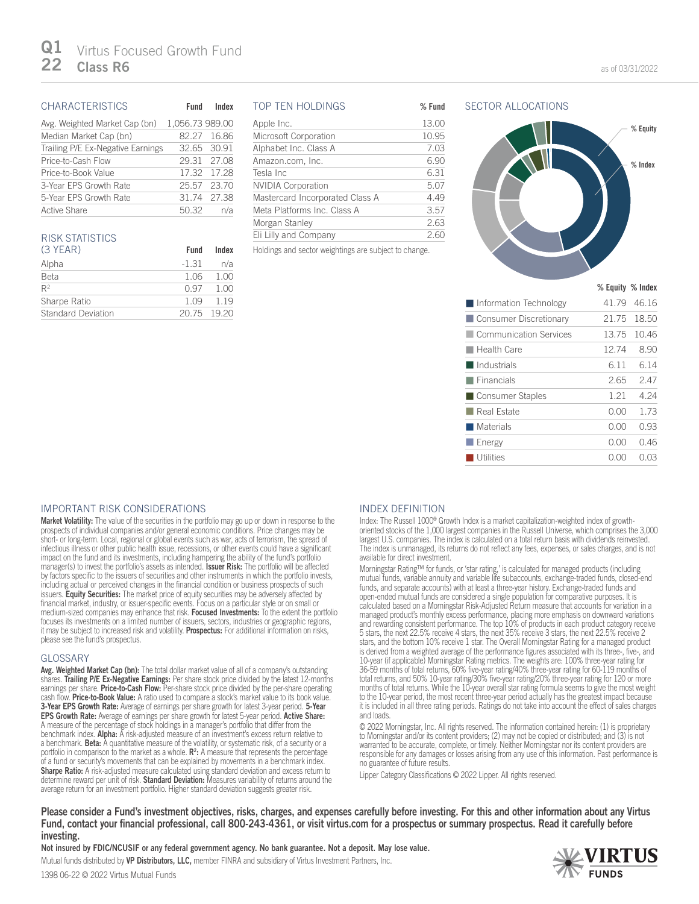# Q1 22 Virtus Focused Growth Fund Class R6

as of 03/31/2022

## CHARACTERISTICS

| | Fund | Index |
|---|---|---|
| Avg. Weighted Market Cap (bn) | 1,056.73 | 989.00 |
| Median Market Cap (bn) | 82.27 | 16.86 |
| Trailing P/E Ex-Negative Earnings | 32.65 | 30.91 |
| Price-to-Cash Flow | 29.31 | 27.08 |
| Price-to-Book Value | 17.32 | 17.28 |
| 3-Year EPS Growth Rate | 25.57 | 23.70 |
| 5-Year EPS Growth Rate | 31.74 | 27.38 |
| Active Share | 50.32 | n/a |

## RISK STATISTICS (3 YEAR)

| | Fund | Index |
|---|---|---|
| Alpha | -1.31 | n/a |
| Beta | 1.06 | 1.00 |
| $R^2$ | 0.97 | 1.00 |
| Sharpe Ratio | 1.09 | 1.19 |
| Standard Deviation | 20.75 | 19.20 |

## TOP TEN HOLDINGS

| | % Fund |
|---|---|
| Apple Inc. | 13.00 |
| Microsoft Corporation | 10.95 |
| Alphabet Inc. Class A | 7.03 |
| Amazon.com, Inc. | 6.90 |
| Tesla Inc | 6.31 |
| NVIDIA Corporation | 5.07 |
| Mastercard Incorporated Class A | 4.49 |
| Meta Platforms Inc. Class A | 3.57 |
| Morgan Stanley | 2.63 |
| Eli Lilly and Company | 2.60 |

Holdings and sector weightings are subject to change.

## SECTOR ALLOCATIONS

% Equity
% Index

| | % Equity | % Index |
|---|---|---|
| Information Technology | 41.79 | 46.16 |
| Consumer Discretionary | 21.75 | 18.50 |
| Communication Services | 13.75 | 10.46 |
| Health Care | 12.74 | 8.90 |
| Industrials | 6.11 | 6.14 |
| Financials | 2.65 | 2.47 |
| Consumer Staples | 1.21 | 4.24 |
| Real Estate | 0.00 | 1.73 |
| Materials | 0.00 | 0.93 |
| Energy | 0.00 | 0.46 |
| Utilities | 0.00 | 0.03 |

## IMPORTANT RISK CONSIDERATIONS

**Market Volatility:** The value of the securities in the portfolio may go up or down in response to the prospects of individual companies and/or general economic conditions. Price changes may be short- or long-term. Local, regional or global events such as war, acts of terrorism, the spread of infectious illness or other public health issue, recessions, or other events could have a significant impact on the fund and its investments, including hampering the ability of the fund's portfolio manager(s) to invest the portfolio's assets as intended. **Issuer Risk:** The portfolio will be affected by factors specific to the issuers of securities and other instruments in which the portfolio invests, including actual or perceived changes in the financial condition or business prospects of such issuers. **Equity Securities:** The market price of equity securities may be adversely affected by financial market, industry, or issuer-specific events. Focus on a particular style or on small or medium-sized companies may enhance that risk. **Focused Investments:** To the extent the portfolio focuses its investments on a limited number of issuers, sectors, industries or geographic regions, it may be subject to increased risk and volatility. **Prospectus:** For additional information on risks, please see the fund's prospectus.

## GLOSSARY

**Avg. Weighted Market Cap (bn):** The total dollar market value of all of a company's outstanding shares. **Trailing P/E Ex-Negative Earnings:** Per share stock price divided by the latest 12-months earnings per share. **Price-to-Cash Flow:** Per-share stock price divided by the per-share operating cash flow. **Price-to-Book Value:** A ratio used to compare a stock's market value to its book value. **3-Year EPS Growth Rate:** Average of earnings per share growth for latest 3-year period. **5-Year EPS Growth Rate:** Average of earnings per share growth for latest 5-year period. **Active Share:** A measure of the percentage of stock holdings in a manager's portfolio that differ from the benchmark index. **Alpha:** A risk-adjusted measure of an investment's excess return relative to a benchmark. **Beta:** A quantitative measure of the volatility, or systematic risk, of a security or a portfolio in comparison to the market as a whole. **$R^2$:** A measure that represents the percentage of a fund or security's movements that can be explained by movements in a benchmark index. **Sharpe Ratio:** A risk-adjusted measure calculated using standard deviation and excess return to determine reward per unit of risk. **Standard Deviation:** Measures variability of returns around the average return for an investment portfolio. Higher standard deviation suggests greater risk.

## INDEX DEFINITION

Index: The Russell 1000® Growth Index is a market capitalization-weighted index of growth-oriented stocks of the 1,000 largest companies in the Russell Universe, which comprises the 3,000 largest U.S. companies. The index is calculated on a total return basis with dividends reinvested. The index is unmanaged, its returns do not reflect any fees, expenses, or sales charges, and is not available for direct investment.

Morningstar Rating™ for funds, or 'star rating,' is calculated for managed products (including mutual funds, variable annuity and variable life subaccounts, exchange-traded funds, closed-end funds, and separate accounts) with at least a three-year history. Exchange-traded funds and open-ended mutual funds are considered a single population for comparative purposes. It is calculated based on a Morningstar Risk-Adjusted Return measure that accounts for variation in a managed product's monthly excess performance, placing more emphasis on downward variations and rewarding consistent performance. The top 10% of products in each product category receive 5 stars, the next 22.5% receive 4 stars, the next 35% receive 3 stars, the next 22.5% receive 2 stars, and the bottom 10% receive 1 star. The Overall Morningstar Rating for a managed product is derived from a weighted average of the performance figures associated with its three-, five-, and 10-year (if applicable) Morningstar Rating metrics. The weights are: 100% three-year rating for 36-59 months of total returns, 60% five-year rating/40% three-year rating for 60-119 months of total returns, and 50% 10-year rating/30% five-year rating/20% three-year rating for 120 or more months of total returns. While the 10-year overall star rating formula seems to give the most weight to the 10-year period, the most recent three-year period actually has the greatest impact because it is included in all three rating periods. Ratings do not take into account the effect of sales charges and loads.

© 2022 Morningstar, Inc. All rights reserved. The information contained herein: (1) is proprietary to Morningstar and/or its content providers; (2) may not be copied or distributed; and (3) is not warranted to be accurate, complete, or timely. Neither Morningstar nor its content providers are responsible for any damages or losses arising from any use of this information. Past performance is no guarantee of future results.

Lipper Category Classifications © 2022 Lipper. All rights reserved.

**Please consider a Fund's investment objectives, risks, charges, and expenses carefully before investing. For this and other information about any Virtus Fund, contact your financial professional, call 800-243-4361, or visit virtus.com for a prospectus or summary prospectus. Read it carefully before investing.**

**Not insured by FDIC/NCUSIF or any federal government agency. No bank guarantee. Not a deposit. May lose value.**

Mutual funds distributed by **VP Distributors, LLC,** member FINRA and subsidiary of Virtus Investment Partners, Inc.

1398 06-22 © 2022 Virtus Mutual Funds

VIRTUS FUNDS